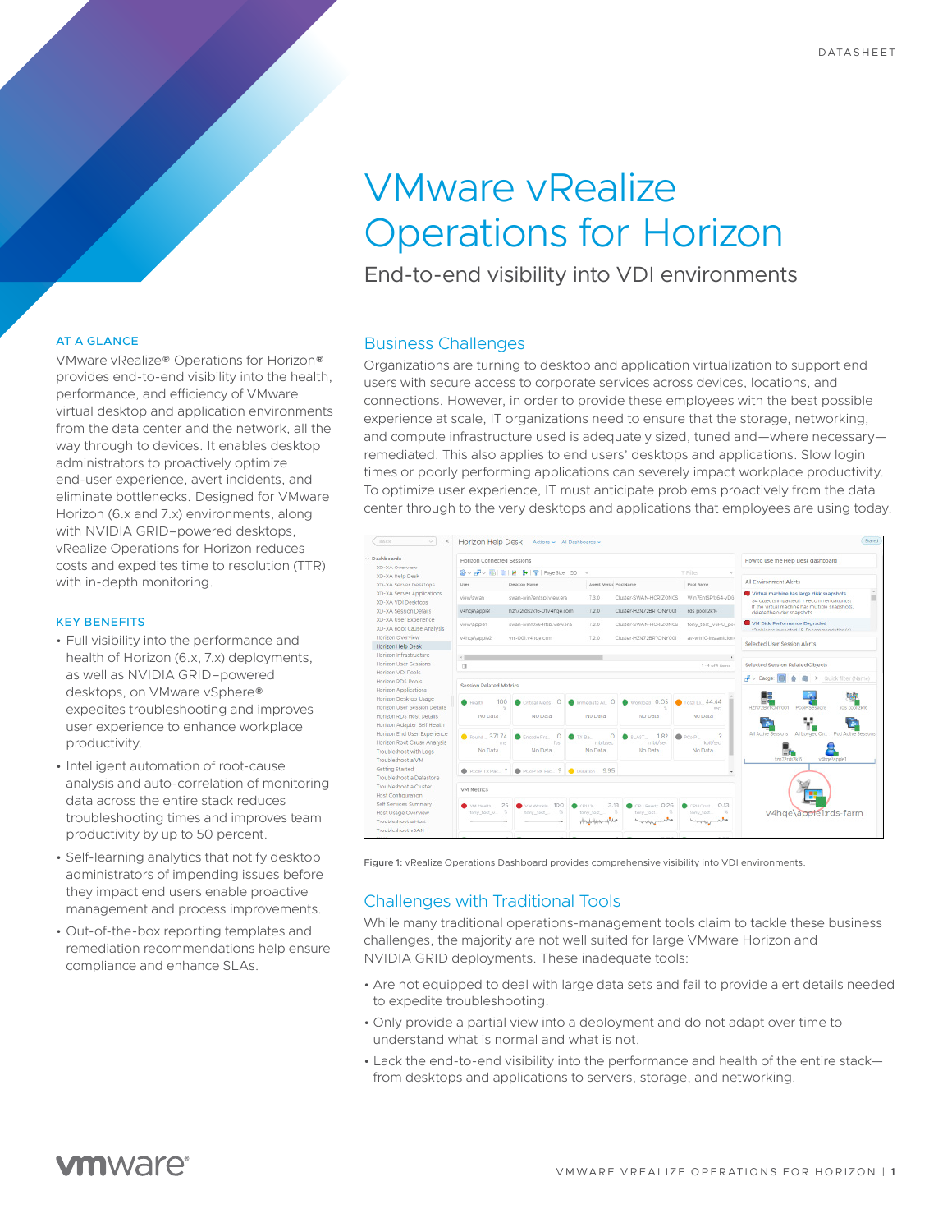DATASHEET

# VMware vRealize Operations for Horizon

End-to-end visibility into VDI environments

## AT A GLANCE

VMware vRealize® Operations for Horizon® provides end-to-end visibility into the health, performance, and efficiency of VMware virtual desktop and application environments from the data center and the network, all the way through to devices. It enables desktop administrators to proactively optimize end-user experience, avert incidents, and eliminate bottlenecks. Designed for VMware Horizon (6.x and 7.x) environments, along with NVIDIA GRID–powered desktops, vRealize Operations for Horizon reduces costs and expedites time to resolution (TTR) with in-depth monitoring.

## KEY BENEFITS

- Full visibility into the performance and health of Horizon (6.x, 7.x) deployments, as well as NVIDIA GRID–powered desktops, on VMware vSphere® expedites troubleshooting and improves user experience to enhance workplace productivity.
- Intelligent automation of root-cause analysis and auto-correlation of monitoring data across the entire stack reduces troubleshooting times and improves team productivity by up to 50 percent.
- Self-learning analytics that notify desktop administrators of impending issues before they impact end users enable proactive management and process improvements.
- Out-of-the-box reporting templates and remediation recommendations help ensure compliance and enhance SLAs.

## Business Challenges

Organizations are turning to desktop and application virtualization to support end users with secure access to corporate services across devices, locations, and connections. However, in order to provide these employees with the best possible experience at scale, IT organizations need to ensure that the storage, networking, and compute infrastructure used is adequately sized, tuned and—where necessary—remediated. This also applies to end users' desktops and applications. Slow login times or poorly performing applications can severely impact workplace productivity. To optimize user experience, IT must anticipate problems proactively from the data center through to the very desktops and applications that employees are using today.

Figure 1: vRealize Operations Dashboard provides comprehensive visibility into VDI environments.

## Challenges with Traditional Tools

While many traditional operations-management tools claim to tackle these business challenges, the majority are not well suited for large VMware Horizon and NVIDIA GRID deployments. These inadequate tools:

- Are not equipped to deal with large data sets and fail to provide alert details needed to expedite troubleshooting.
- Only provide a partial view into a deployment and do not adapt over time to understand what is normal and what is not.
- Lack the end-to-end visibility into the performance and health of the entire stack—from desktops and applications to servers, storage, and networking.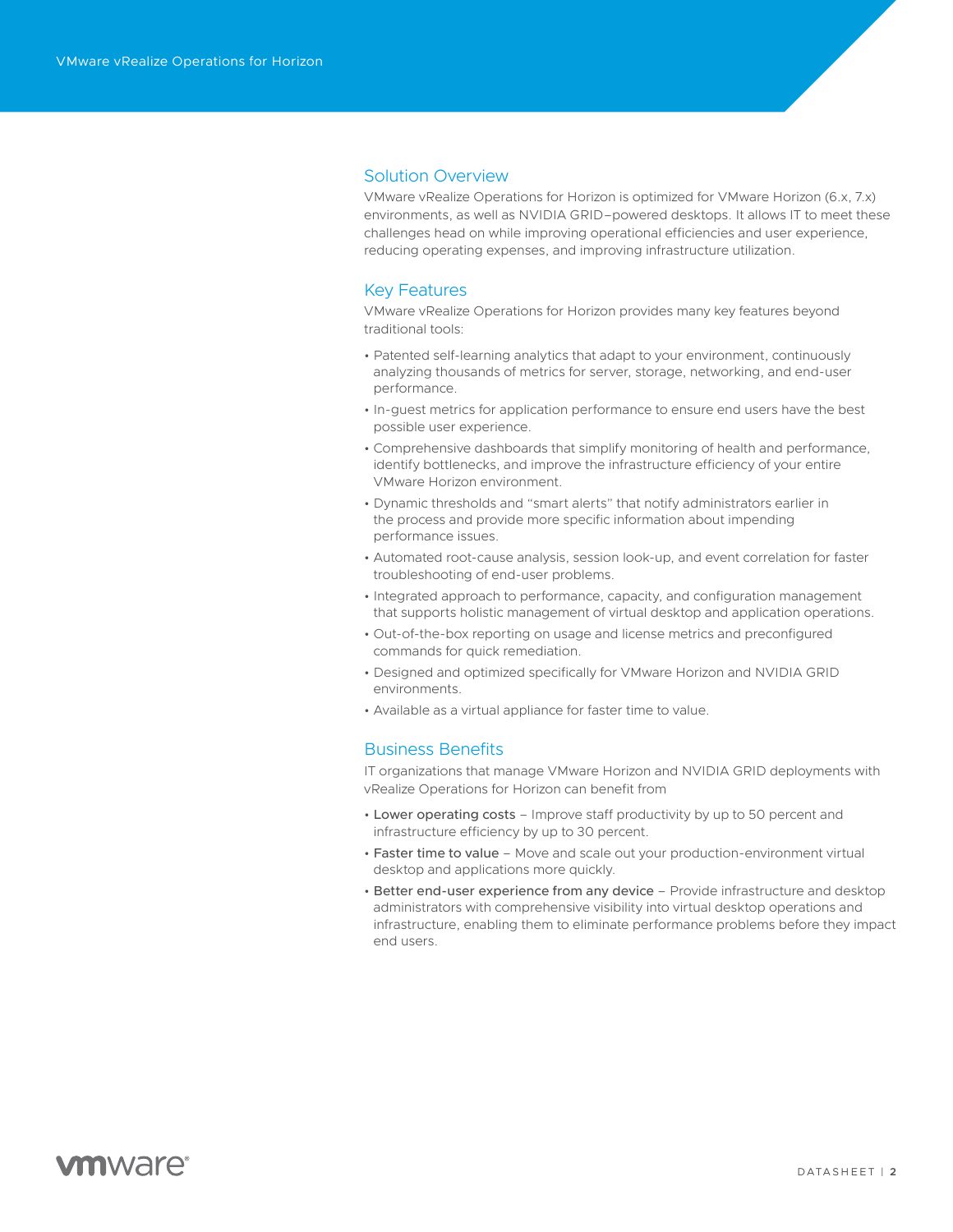## Solution Overview

VMware vRealize Operations for Horizon is optimized for VMware Horizon (6.x, 7.x) environments, as well as NVIDIA GRID–powered desktops. It allows IT to meet these challenges head on while improving operational efficiencies and user experience, reducing operating expenses, and improving infrastructure utilization.

## Key Features

VMware vRealize Operations for Horizon provides many key features beyond traditional tools:

- Patented self-learning analytics that adapt to your environment, continuously analyzing thousands of metrics for server, storage, networking, and end-user performance.
- In-guest metrics for application performance to ensure end users have the best possible user experience.
- Comprehensive dashboards that simplify monitoring of health and performance, identify bottlenecks, and improve the infrastructure efficiency of your entire VMware Horizon environment.
- Dynamic thresholds and "smart alerts" that notify administrators earlier in the process and provide more specific information about impending performance issues.
- Automated root-cause analysis, session look-up, and event correlation for faster troubleshooting of end-user problems.
- Integrated approach to performance, capacity, and configuration management that supports holistic management of virtual desktop and application operations.
- Out-of-the-box reporting on usage and license metrics and preconfigured commands for quick remediation.
- Designed and optimized specifically for VMware Horizon and NVIDIA GRID environments.
- Available as a virtual appliance for faster time to value.

## Business Benefits

IT organizations that manage VMware Horizon and NVIDIA GRID deployments with vRealize Operations for Horizon can benefit from

- **Lower operating costs** – Improve staff productivity by up to 50 percent and infrastructure efficiency by up to 30 percent.
- **Faster time to value** – Move and scale out your production-environment virtual desktop and applications more quickly.
- **Better end-user experience from any device** – Provide infrastructure and desktop administrators with comprehensive visibility into virtual desktop operations and infrastructure, enabling them to eliminate performance problems before they impact end users.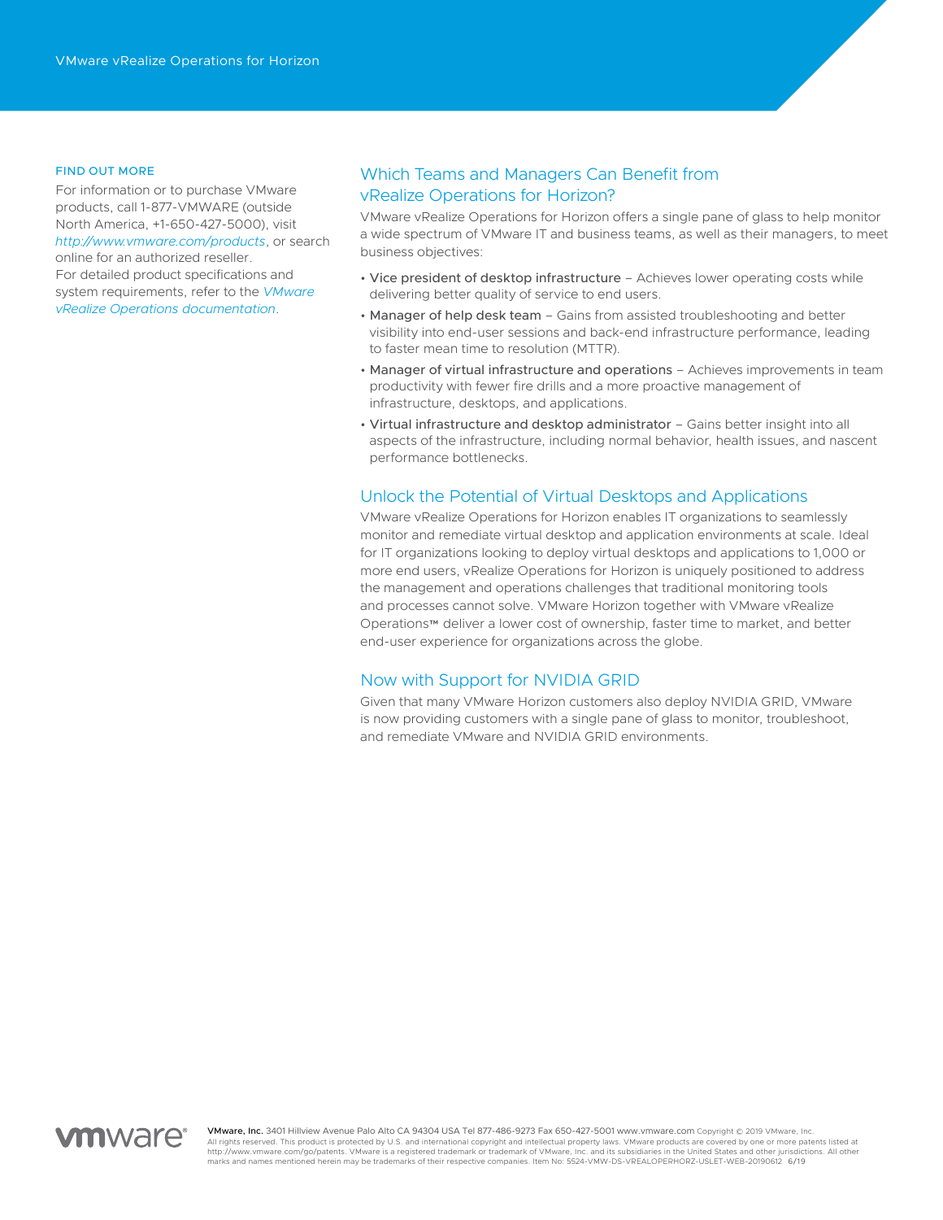FIND OUT MORE

For information or to purchase VMware products, call 1-877-VMWARE (outside North America, +1-650-427-5000), visit *http://www.vmware.com/products*, or search online for an authorized reseller.
For detailed product specifications and system requirements, refer to the *VMware vRealize Operations documentation*.

## Which Teams and Managers Can Benefit from vRealize Operations for Horizon?

VMware vRealize Operations for Horizon offers a single pane of glass to help monitor a wide spectrum of VMware IT and business teams, as well as their managers, to meet business objectives:

- Vice president of desktop infrastructure – Achieves lower operating costs while delivering better quality of service to end users.
- Manager of help desk team – Gains from assisted troubleshooting and better visibility into end-user sessions and back-end infrastructure performance, leading to faster mean time to resolution (MTTR).
- Manager of virtual infrastructure and operations – Achieves improvements in team productivity with fewer fire drills and a more proactive management of infrastructure, desktops, and applications.
- Virtual infrastructure and desktop administrator – Gains better insight into all aspects of the infrastructure, including normal behavior, health issues, and nascent performance bottlenecks.

## Unlock the Potential of Virtual Desktops and Applications

VMware vRealize Operations for Horizon enables IT organizations to seamlessly monitor and remediate virtual desktop and application environments at scale. Ideal for IT organizations looking to deploy virtual desktops and applications to 1,000 or more end users, vRealize Operations for Horizon is uniquely positioned to address the management and operations challenges that traditional monitoring tools and processes cannot solve. VMware Horizon together with VMware vRealize Operations™ deliver a lower cost of ownership, faster time to market, and better end-user experience for organizations across the globe.

## Now with Support for NVIDIA GRID

Given that many VMware Horizon customers also deploy NVIDIA GRID, VMware is now providing customers with a single pane of glass to monitor, troubleshoot, and remediate VMware and NVIDIA GRID environments.

VMware, Inc. 3401 Hillview Avenue Palo Alto CA 94304 USA Tel 877-486-9273 Fax 650-427-5001 www.vmware.com Copyright © 2019 VMware, Inc. All rights reserved. This product is protected by U.S. and international copyright and intellectual property laws. VMware products are covered by one or more patents listed at http://www.vmware.com/go/patents. VMware is a registered trademark or trademark of VMware, Inc. and its subsidiaries in the United States and other jurisdictions. All other marks and names mentioned herein may be trademarks of their respective companies. Item No: 5524-VMW-DS-VREALOPERHORZ-USLET-WEB-20190612 6/19